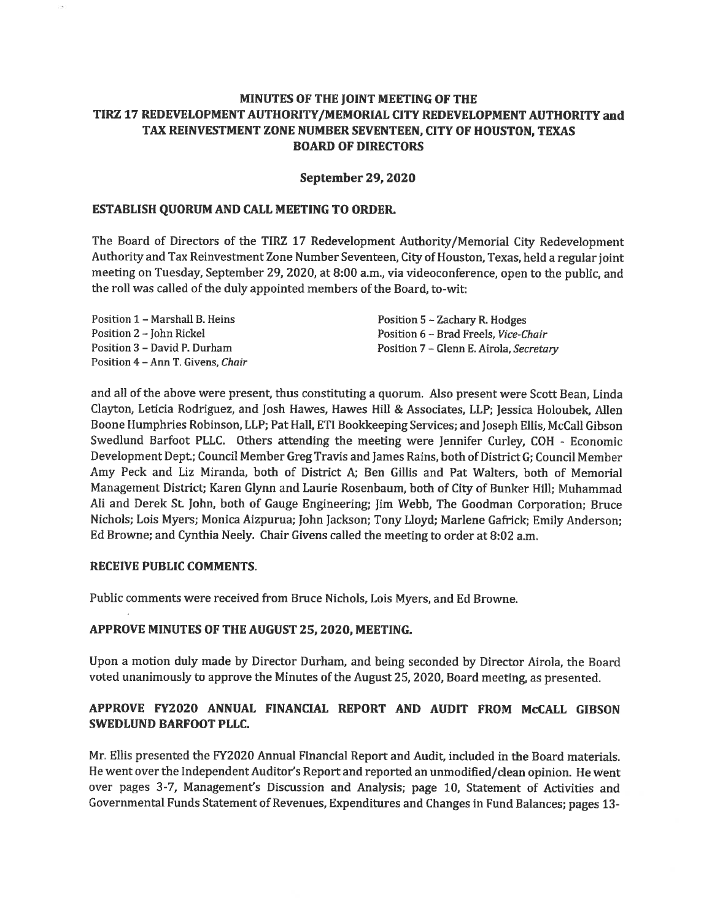# MINUTES OF THE JOINT MEETING OF THE TIRZ 17 REDEVELOPMENT AUTHORITY/MEMORIAL CITY REDEVELOPMENT AUTHORITY and TAX REINVESTMENT ZONE NUMBER SEVENTEEN, CITY OF HOUSTON, TEXAS BOARD OF DIRECTORS

**September 29, 2020**

## ESTABLISH QUORUM AND CALL MEETING TO ORDER.

The Board of Directors of the TIRZ 17 Redevelopment Authority/Memorial City Redevelopment Authority and Tax Reinvestment Zone Number Seventeen, City of Houston, Texas, held a regular joint meeting on Tuesday, September 29, 2020, at 8:00 a.m., via videoconference, open to the public, and the roll was called of the duly appointed members of the Board, to-wit:

Position 1 – Marshall B. Heins
Position 2 – John Rickel
Position 3 – David P. Durham
Position 4 – Ann T. Givens, *Chair*
Position 5 – Zachary R. Hodges
Position 6 – Brad Freels, *Vice-Chair*
Position 7 – Glenn E. Airola, *Secretary*

and all of the above were present, thus constituting a quorum. Also present were Scott Bean, Linda Clayton, Leticia Rodriguez, and Josh Hawes, Hawes Hill & Associates, LLP; Jessica Holoubek, Allen Boone Humphries Robinson, LLP; Pat Hall, ETI Bookkeeping Services; and Joseph Ellis, McCall Gibson Swedlund Barfoot PLLC. Others attending the meeting were Jennifer Curley, COH - Economic Development Dept.; Council Member Greg Travis and James Rains, both of District G; Council Member Amy Peck and Liz Miranda, both of District A; Ben Gillis and Pat Walters, both of Memorial Management District; Karen Glynn and Laurie Rosenbaum, both of City of Bunker Hill; Muhammad Ali and Derek St. John, both of Gauge Engineering; Jim Webb, The Goodman Corporation; Bruce Nichols; Lois Myers; Monica Aizpurua; John Jackson; Tony Lloyd; Marlene Gafrick; Emily Anderson; Ed Browne; and Cynthia Neely. Chair Givens called the meeting to order at 8:02 a.m.

## RECEIVE PUBLIC COMMENTS.

Public comments were received from Bruce Nichols, Lois Myers, and Ed Browne.

## APPROVE MINUTES OF THE AUGUST 25, 2020, MEETING.

Upon a motion duly made by Director Durham, and being seconded by Director Airola, the Board voted unanimously to approve the Minutes of the August 25, 2020, Board meeting, as presented.

## APPROVE FY2020 ANNUAL FINANCIAL REPORT AND AUDIT FROM McCALL GIBSON SWEDLUND BARFOOT PLLC.

Mr. Ellis presented the FY2020 Annual Financial Report and Audit, included in the Board materials. He went over the Independent Auditor's Report and reported an unmodified/clean opinion. He went over pages 3-7, Management's Discussion and Analysis; page 10, Statement of Activities and Governmental Funds Statement of Revenues, Expenditures and Changes in Fund Balances; pages 13-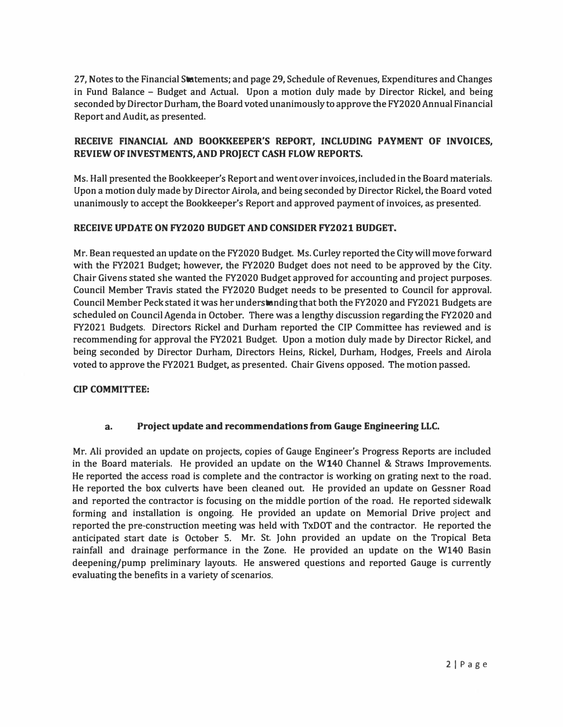27, Notes to the Financial Statements; and page 29, Schedule of Revenues, Expenditures and Changes in Fund Balance – Budget and Actual. Upon a motion duly made by Director Rickel, and being seconded by Director Durham, the Board voted unanimously to approve the FY2020 Annual Financial Report and Audit, as presented.

**RECEIVE FINANCIAL AND BOOKKEEPER'S REPORT, INCLUDING PAYMENT OF INVOICES, REVIEW OF INVESTMENTS, AND PROJECT CASH FLOW REPORTS.**

Ms. Hall presented the Bookkeeper's Report and went over invoices, included in the Board materials. Upon a motion duly made by Director Airola, and being seconded by Director Rickel, the Board voted unanimously to accept the Bookkeeper's Report and approved payment of invoices, as presented.

**RECEIVE UPDATE ON FY2020 BUDGET AND CONSIDER FY2021 BUDGET.**

Mr. Bean requested an update on the FY2020 Budget. Ms. Curley reported the City will move forward with the FY2021 Budget; however, the FY2020 Budget does not need to be approved by the City. Chair Givens stated she wanted the FY2020 Budget approved for accounting and project purposes. Council Member Travis stated the FY2020 Budget needs to be presented to Council for approval. Council Member Peck stated it was her understanding that both the FY2020 and FY2021 Budgets are scheduled on Council Agenda in October. There was a lengthy discussion regarding the FY2020 and FY2021 Budgets. Directors Rickel and Durham reported the CIP Committee has reviewed and is recommending for approval the FY2021 Budget. Upon a motion duly made by Director Rickel, and being seconded by Director Durham, Directors Heins, Rickel, Durham, Hodges, Freels and Airola voted to approve the FY2021 Budget, as presented. Chair Givens opposed. The motion passed.

**CIP COMMITTEE:**

**a. Project update and recommendations from Gauge Engineering LLC.**

Mr. Ali provided an update on projects, copies of Gauge Engineer's Progress Reports are included in the Board materials. He provided an update on the W140 Channel & Straws Improvements. He reported the access road is complete and the contractor is working on grating next to the road. He reported the box culverts have been cleaned out. He provided an update on Gessner Road and reported the contractor is focusing on the middle portion of the road. He reported sidewalk forming and installation is ongoing. He provided an update on Memorial Drive project and reported the pre-construction meeting was held with TxDOT and the contractor. He reported the anticipated start date is October 5. Mr. St. John provided an update on the Tropical Beta rainfall and drainage performance in the Zone. He provided an update on the W140 Basin deepening/pump preliminary layouts. He answered questions and reported Gauge is currently evaluating the benefits in a variety of scenarios.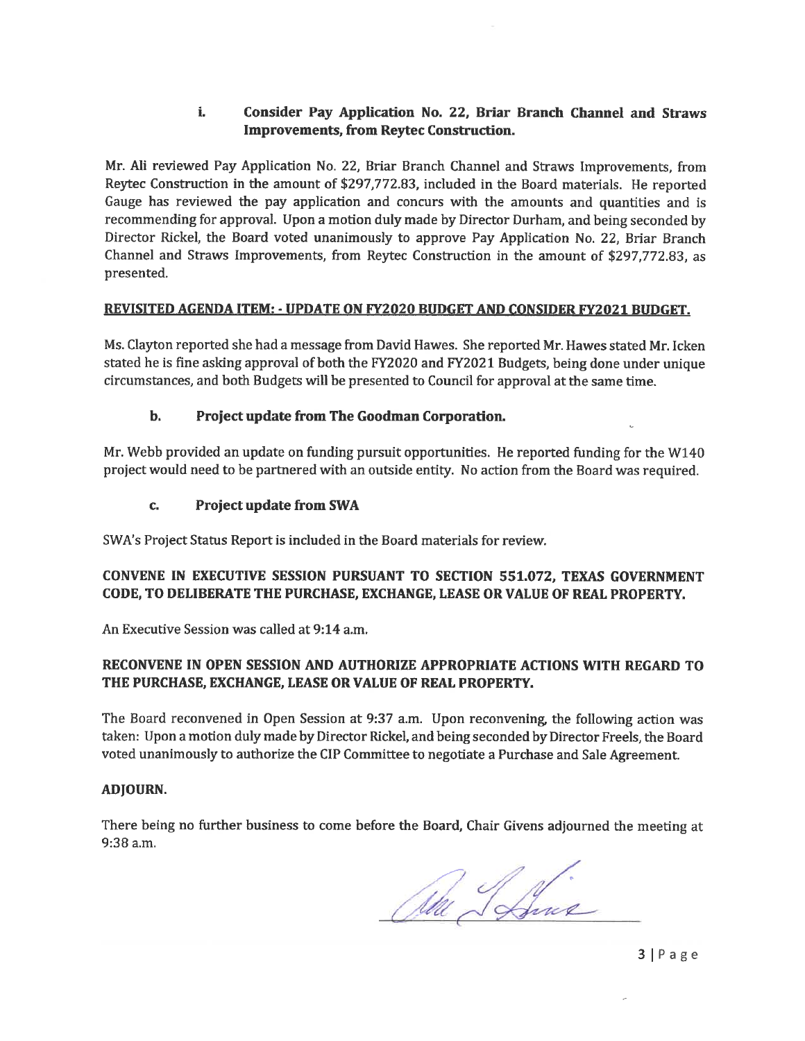### i. Consider Pay Application No. 22, Briar Branch Channel and Straws Improvements, from Reytec Construction.

Mr. Ali reviewed Pay Application No. 22, Briar Branch Channel and Straws Improvements, from Reytec Construction in the amount of $297,772.83, included in the Board materials. He reported Gauge has reviewed the pay application and concurs with the amounts and quantities and is recommending for approval. Upon a motion duly made by Director Durham, and being seconded by Director Rickel, the Board voted unanimously to approve Pay Application No. 22, Briar Branch Channel and Straws Improvements, from Reytec Construction in the amount of $297,772.83, as presented.

**REVISITED AGENDA ITEM: - UPDATE ON FY2020 BUDGET AND CONSIDER FY2021 BUDGET.**

Ms. Clayton reported she had a message from David Hawes. She reported Mr. Hawes stated Mr. Icken stated he is fine asking approval of both the FY2020 and FY2021 Budgets, being done under unique circumstances, and both Budgets will be presented to Council for approval at the same time.

### b. Project update from The Goodman Corporation.

Mr. Webb provided an update on funding pursuit opportunities. He reported funding for the W140 project would need to be partnered with an outside entity. No action from the Board was required.

### c. Project update from SWA

SWA's Project Status Report is included in the Board materials for review.

**CONVENE IN EXECUTIVE SESSION PURSUANT TO SECTION 551.072, TEXAS GOVERNMENT CODE, TO DELIBERATE THE PURCHASE, EXCHANGE, LEASE OR VALUE OF REAL PROPERTY.**

An Executive Session was called at 9:14 a.m.

**RECONVENE IN OPEN SESSION AND AUTHORIZE APPROPRIATE ACTIONS WITH REGARD TO THE PURCHASE, EXCHANGE, LEASE OR VALUE OF REAL PROPERTY.**

The Board reconvened in Open Session at 9:37 a.m. Upon reconvening, the following action was taken: Upon a motion duly made by Director Rickel, and being seconded by Director Freels, the Board voted unanimously to authorize the CIP Committee to negotiate a Purchase and Sale Agreement.

**ADJOURN.**

There being no further business to come before the Board, Chair Givens adjourned the meeting at 9:38 a.m.